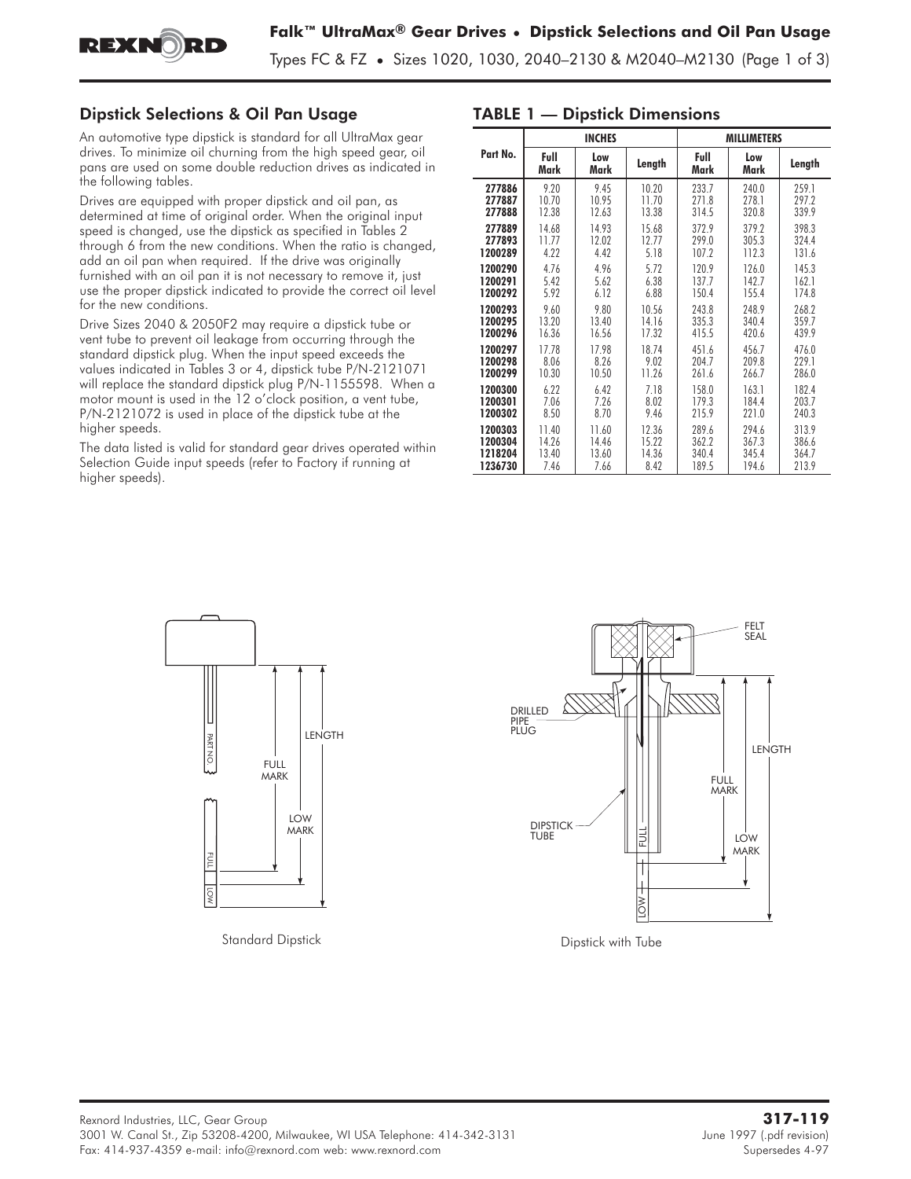## Dipstick Selections & Oil Pan Usage

An automotive type dipstick is standard for all UltraMax gear drives. To minimize oil churning from the high speed gear, oil pans are used on some double reduction drives as indicated in the following tables.

Drives are equipped with proper dipstick and oil pan, as determined at time of original order. When the original input speed is changed, use the dipstick as specified in Tables 2 through 6 from the new conditions. When the ratio is changed, add an oil pan when required. If the drive was originally furnished with an oil pan it is not necessary to remove it, just use the proper dipstick indicated to provide the correct oil level for the new conditions.

Drive Sizes 2040 & 2050F2 may require a dipstick tube or vent tube to prevent oil leakage from occurring through the standard dipstick plug. When the input speed exceeds the values indicated in Tables 3 or 4, dipstick tube P/N-2121071 will replace the standard dipstick plug P/N-1155598. When a motor mount is used in the 12 o'clock position, a vent tube, P/N-2121072 is used in place of the dipstick tube at the higher speeds.

The data listed is valid for standard gear drives operated within Selection Guide input speeds (refer to Factory if running at higher speeds).

## TABLE 1 — Dipstick Dimensions

| Part No. | INCHES | | | MILLIMETERS | | |
|---|---|---|---|---|---|---|
| | Full Mark | Low Mark | Length | Full Mark | Low Mark | Length |
| 277886 | 9.20 | 9.45 | 10.20 | 233.7 | 240.0 | 259.1 |
| 277887 | 10.70 | 10.95 | 11.70 | 271.8 | 278.1 | 297.2 |
| 277888 | 12.38 | 12.63 | 13.38 | 314.5 | 320.8 | 339.9 |
| 277889 | 14.68 | 14.93 | 15.68 | 372.9 | 379.2 | 398.3 |
| 277893 | 11.77 | 12.02 | 12.77 | 299.0 | 305.3 | 324.4 |
| 1200289 | 4.22 | 4.42 | 5.18 | 107.2 | 112.3 | 131.6 |
| 1200290 | 4.76 | 4.96 | 5.72 | 120.9 | 126.0 | 145.3 |
| 1200291 | 5.42 | 5.62 | 6.38 | 137.7 | 142.7 | 162.1 |
| 1200292 | 5.92 | 6.12 | 6.88 | 150.4 | 155.4 | 174.8 |
| 1200293 | 9.60 | 9.80 | 10.56 | 243.8 | 248.9 | 268.2 |
| 1200295 | 13.20 | 13.40 | 14.16 | 335.3 | 340.4 | 359.7 |
| 1200296 | 16.36 | 16.56 | 17.32 | 415.5 | 420.6 | 439.9 |
| 1200297 | 17.78 | 17.98 | 18.74 | 451.6 | 456.7 | 476.0 |
| 1200298 | 8.06 | 8.26 | 9.02 | 204.7 | 209.8 | 229.1 |
| 1200299 | 10.30 | 10.50 | 11.26 | 261.6 | 266.7 | 286.0 |
| 1200300 | 6.22 | 6.42 | 7.18 | 158.0 | 163.1 | 182.4 |
| 1200301 | 7.06 | 7.26 | 8.02 | 179.3 | 184.4 | 203.7 |
| 1200302 | 8.50 | 8.70 | 9.46 | 215.9 | 221.0 | 240.3 |
| 1200303 | 11.40 | 11.60 | 12.36 | 289.6 | 294.6 | 313.9 |
| 1200304 | 14.26 | 14.46 | 15.22 | 362.2 | 367.3 | 386.6 |
| 1218204 | 13.40 | 13.60 | 14.36 | 340.4 | 345.4 | 364.7 |
| 1236730 | 7.46 | 7.66 | 8.42 | 189.5 | 194.6 | 213.9 |

PART NO. — FULL MARK — LOW MARK — LENGTH — FULL — LOW

Standard Dipstick

FELT SEAL — DRILLED PIPE PLUG — DIPSTICK TUBE — FULL MARK — LOW MARK — LENGTH — FULL — LOW

Dipstick with Tube

Rexnord Industries, LLC, Gear Group
3001 W. Canal St., Zip 53208-4200, Milwaukee, WI USA Telephone: 414-342-3131
Fax: 414-937-4359 e-mail: info@rexnord.com web: www.rexnord.com

**317-119**
June 1997 (.pdf revision)
Supersedes 4-97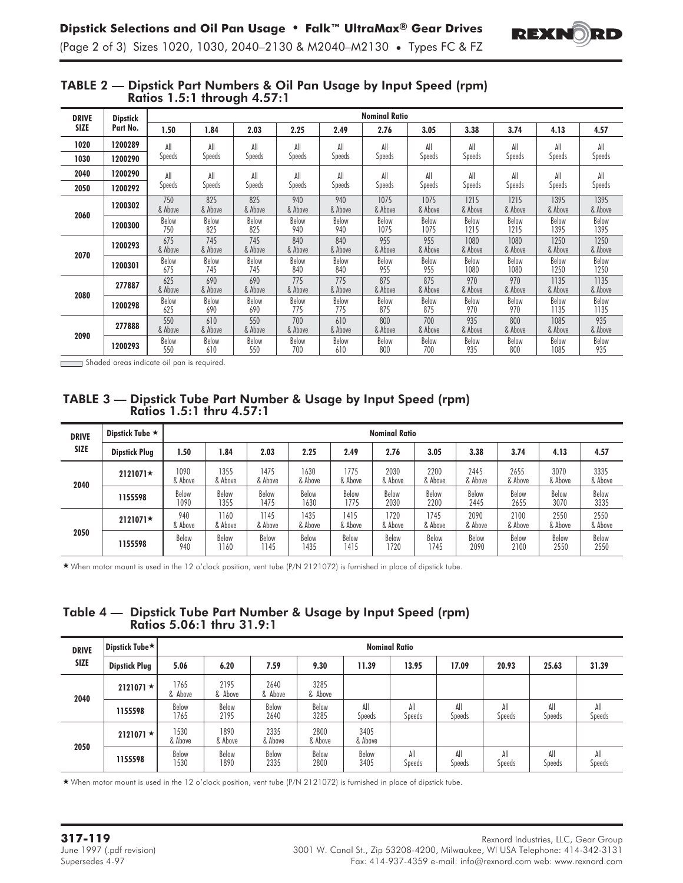## TABLE 2 — Dipstick Part Numbers & Oil Pan Usage by Input Speed (rpm) Ratios 1.5:1 through 4.57:1

| DRIVE SIZE | Dipstick Part No. | Nominal Ratio | | | | | | | | | | |
|---|---|---|---|---|---|---|---|---|---|---|---|---|
| | | 1.50 | 1.84 | 2.03 | 2.25 | 2.49 | 2.76 | 3.05 | 3.38 | 3.74 | 4.13 | 4.57 |
| 1020 | 1200289 | All Speeds | All Speeds | All Speeds | All Speeds | All Speeds | All Speeds | All Speeds | All Speeds | All Speeds | All Speeds | All Speeds |
| 1030 | 1200290 | | | | | | | | | | | |
| 2040 | 1200290 | All Speeds | All Speeds | All Speeds | All Speeds | All Speeds | All Speeds | All Speeds | All Speeds | All Speeds | All Speeds | All Speeds |
| 2050 | 1200292 | | | | | | | | | | | |
| 2060 | 1200302 | 750 & Above | 825 & Above | 825 & Above | 940 & Above | 940 & Above | 1075 & Above | 1075 & Above | 1215 & Above | 1215 & Above | 1395 & Above | 1395 & Above |
| | 1200300 | Below 750 | Below 825 | Below 825 | Below 940 | Below 940 | Below 1075 | Below 1075 | Below 1215 | Below 1215 | Below 1395 | Below 1395 |
| 2070 | 1200293 | 675 & Above | 745 & Above | 745 & Above | 840 & Above | 840 & Above | 955 & Above | 955 & Above | 1080 & Above | 1080 & Above | 1250 & Above | 1250 & Above |
| | 1200301 | Below 675 | Below 745 | Below 745 | Below 840 | Below 840 | Below 955 | Below 955 | Below 1080 | Below 1080 | Below 1250 | Below 1250 |
| 2080 | 277887 | 625 & Above | 690 & Above | 690 & Above | 775 & Above | 775 & Above | 875 & Above | 875 & Above | 970 & Above | 970 & Above | 1135 & Above | 1135 & Above |
| | 1200298 | Below 625 | Below 690 | Below 690 | Below 775 | Below 775 | Below 875 | Below 875 | Below 970 | Below 970 | Below 1135 | Below 1135 |
| 2090 | 277888 | 550 & Above | 610 & Above | 550 & Above | 700 & Above | 610 & Above | 800 & Above | 700 & Above | 935 & Above | 800 & Above | 1085 & Above | 935 & Above |
| | 1200293 | Below 550 | Below 610 | Below 550 | Below 700 | Below 610 | Below 800 | Below 700 | Below 935 | Below 800 | Below 1085 | Below 935 |

Shaded areas indicate oil pan is required.

## TABLE 3 — Dipstick Tube Part Number & Usage by Input Speed (rpm) Ratios 1.5:1 thru 4.57:1

| DRIVE SIZE | Dipstick Tube ★ / Dipstick Plug | Nominal Ratio | | | | | | | | | | |
|---|---|---|---|---|---|---|---|---|---|---|---|---|
| | | 1.50 | 1.84 | 2.03 | 2.25 | 2.49 | 2.76 | 3.05 | 3.38 | 3.74 | 4.13 | 4.57 |
| 2040 | 2121071★ | 1090 & Above | 1355 & Above | 1475 & Above | 1630 & Above | 1775 & Above | 2030 & Above | 2200 & Above | 2445 & Above | 2655 & Above | 3070 & Above | 3335 & Above |
| | 1155598 | Below 1090 | Below 1355 | Below 1475 | Below 1630 | Below 1775 | Below 2030 | Below 2200 | Below 2445 | Below 2655 | Below 3070 | Below 3335 |
| 2050 | 2121071★ | 940 & Above | 1160 & Above | 1145 & Above | 1435 & Above | 1415 & Above | 1720 & Above | 1745 & Above | 2090 & Above | 2100 & Above | 2550 & Above | 2550 & Above |
| | 1155598 | Below 940 | Below 1160 | Below 1145 | Below 1435 | Below 1415 | Below 1720 | Below 1745 | Below 2090 | Below 2100 | Below 2550 | Below 2550 |

★ When motor mount is used in the 12 o'clock position, vent tube (P/N 2121072) is furnished in place of dipstick tube.

## Table 4 — Dipstick Tube Part Number & Usage by Input Speed (rpm) Ratios 5.06:1 thru 31.9:1

| DRIVE SIZE | Dipstick Tube★ / Dipstick Plug | Nominal Ratio | | | | | | | | | |
|---|---|---|---|---|---|---|---|---|---|---|---|
| | | 5.06 | 6.20 | 7.59 | 9.30 | 11.39 | 13.95 | 17.09 | 20.93 | 25.63 | 31.39 |
| 2040 | 2121071 ★ | 1765 & Above | 2195 & Above | 2640 & Above | 3285 & Above | | | | | | |
| | 1155598 | Below 1765 | Below 2195 | Below 2640 | Below 3285 | All Speeds | All Speeds | All Speeds | All Speeds | All Speeds | All Speeds |
| 2050 | 2121071 ★ | 1530 & Above | 1890 & Above | 2335 & Above | 2800 & Above | 3405 & Above | | | | | |
| | 1155598 | Below 1530 | Below 1890 | Below 2335 | Below 2800 | Below 3405 | All Speeds | All Speeds | All Speeds | All Speeds | All Speeds |

★ When motor mount is used in the 12 o'clock position, vent tube (P/N 2121072) is furnished in place of dipstick tube.

**317-119**
June 1997 (.pdf revision)
Supersedes 4-97

Rexnord Industries, LLC, Gear Group
3001 W. Canal St., Zip 53208-4200, Milwaukee, WI USA Telephone: 414-342-3131
Fax: 414-937-4359 e-mail: info@rexnord.com web: www.rexnord.com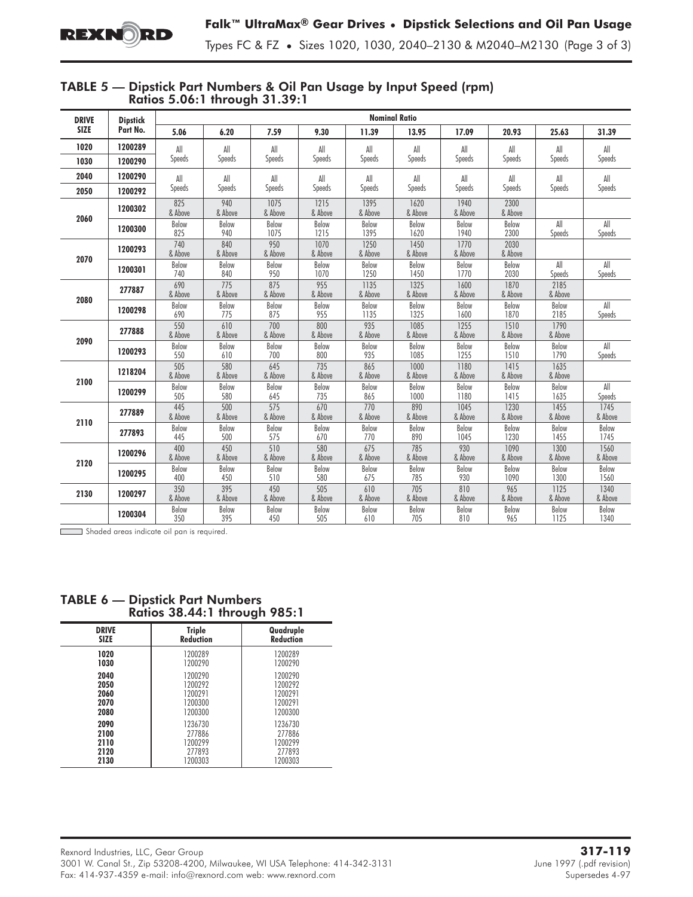## TABLE 5 — Dipstick Part Numbers & Oil Pan Usage by Input Speed (rpm) Ratios 5.06:1 through 31.39:1

| DRIVE SIZE | Dipstick Part No. | Nominal Ratio | | | | | | | | | |
|---|---|---|---|---|---|---|---|---|---|---|---|
| | | 5.06 | 6.20 | 7.59 | 9.30 | 11.39 | 13.95 | 17.09 | 20.93 | 25.63 | 31.39 |
| 1020 | 1200289 | All Speeds | All Speeds | All Speeds | All Speeds | All Speeds | All Speeds | All Speeds | All Speeds | All Speeds | All Speeds |
| 1030 | 1200290 | | | | | | | | | | |
| 2040 | 1200290 | All Speeds | All Speeds | All Speeds | All Speeds | All Speeds | All Speeds | All Speeds | All Speeds | All Speeds | All Speeds |
| 2050 | 1200292 | | | | | | | | | | |
| 2060 | 1200302 | 825 & Above | 940 & Above | 1075 & Above | 1215 & Above | 1395 & Above | 1620 & Above | 1940 & Above | 2300 & Above | | |
| | 1200300 | Below 825 | Below 940 | Below 1075 | Below 1215 | Below 1395 | Below 1620 | Below 1940 | Below 2300 | All Speeds | All Speeds |
| 2070 | 1200293 | 740 & Above | 840 & Above | 950 & Above | 1070 & Above | 1250 & Above | 1450 & Above | 1770 & Above | 2030 & Above | | |
| | 1200301 | Below 740 | Below 840 | Below 950 | Below 1070 | Below 1250 | Below 1450 | Below 1770 | Below 2030 | All Speeds | All Speeds |
| 2080 | 277887 | 690 & Above | 775 & Above | 875 & Above | 955 & Above | 1135 & Above | 1325 & Above | 1600 & Above | 1870 & Above | 2185 & Above | |
| | 1200298 | Below 690 | Below 775 | Below 875 | Below 955 | Below 1135 | Below 1325 | Below 1600 | Below 1870 | Below 2185 | All Speeds |
| 2090 | 277888 | 550 & Above | 610 & Above | 700 & Above | 800 & Above | 935 & Above | 1085 & Above | 1255 & Above | 1510 & Above | 1790 & Above | |
| | 1200293 | Below 550 | Below 610 | Below 700 | Below 800 | Below 935 | Below 1085 | Below 1255 | Below 1510 | Below 1790 | All Speeds |
| 2100 | 1218204 | 505 & Above | 580 & Above | 645 & Above | 735 & Above | 865 & Above | 1000 & Above | 1180 & Above | 1415 & Above | 1635 & Above | |
| | 1200299 | Below 505 | Below 580 | Below 645 | Below 735 | Below 865 | Below 1000 | Below 1180 | Below 1415 | Below 1635 | All Speeds |
| 2110 | 277889 | 445 & Above | 500 & Above | 575 & Above | 670 & Above | 770 & Above | 890 & Above | 1045 & Above | 1230 & Above | 1455 & Above | 1745 & Above |
| | 277893 | Below 445 | Below 500 | Below 575 | Below 670 | Below 770 | Below 890 | Below 1045 | Below 1230 | Below 1455 | Below 1745 |
| 2120 | 1200296 | 400 & Above | 450 & Above | 510 & Above | 580 & Above | 675 & Above | 785 & Above | 930 & Above | 1090 & Above | 1300 & Above | 1560 & Above |
| | 1200295 | Below 400 | Below 450 | Below 510 | Below 580 | Below 675 | Below 785 | Below 930 | Below 1090 | Below 1300 | Below 1560 |
| 2130 | 1200297 | 350 & Above | 395 & Above | 450 & Above | 505 & Above | 610 & Above | 705 & Above | 810 & Above | 965 & Above | 1125 & Above | 1340 & Above |
| | 1200304 | Below 350 | Below 395 | Below 450 | Below 505 | Below 610 | Below 705 | Below 810 | Below 965 | Below 1125 | Below 1340 |

Shaded areas indicate oil pan is required.

## TABLE 6 — Dipstick Part Numbers Ratios 38.44:1 through 985:1

| DRIVE SIZE | Triple Reduction | Quadruple Reduction |
|---|---|---|
| 1020 | 1200289 | 1200289 |
| 1030 | 1200290 | 1200290 |
| 2040 | 1200290 | 1200290 |
| 2050 | 1200292 | 1200292 |
| 2060 | 1200291 | 1200291 |
| 2070 | 1200300 | 1200291 |
| 2080 | 1200300 | 1200300 |
| 2090 | 1236730 | 1236730 |
| 2100 | 277886 | 277886 |
| 2110 | 1200299 | 1200299 |
| 2120 | 277893 | 277893 |
| 2130 | 1200303 | 1200303 |

Rexnord Industries, LLC, Gear Group
3001 W. Canal St., Zip 53208-4200, Milwaukee, WI USA Telephone: 414-342-3131
Fax: 414-937-4359 e-mail: info@rexnord.com web: www.rexnord.com

**317-119**
June 1997 (.pdf revision)
Supersedes 4-97